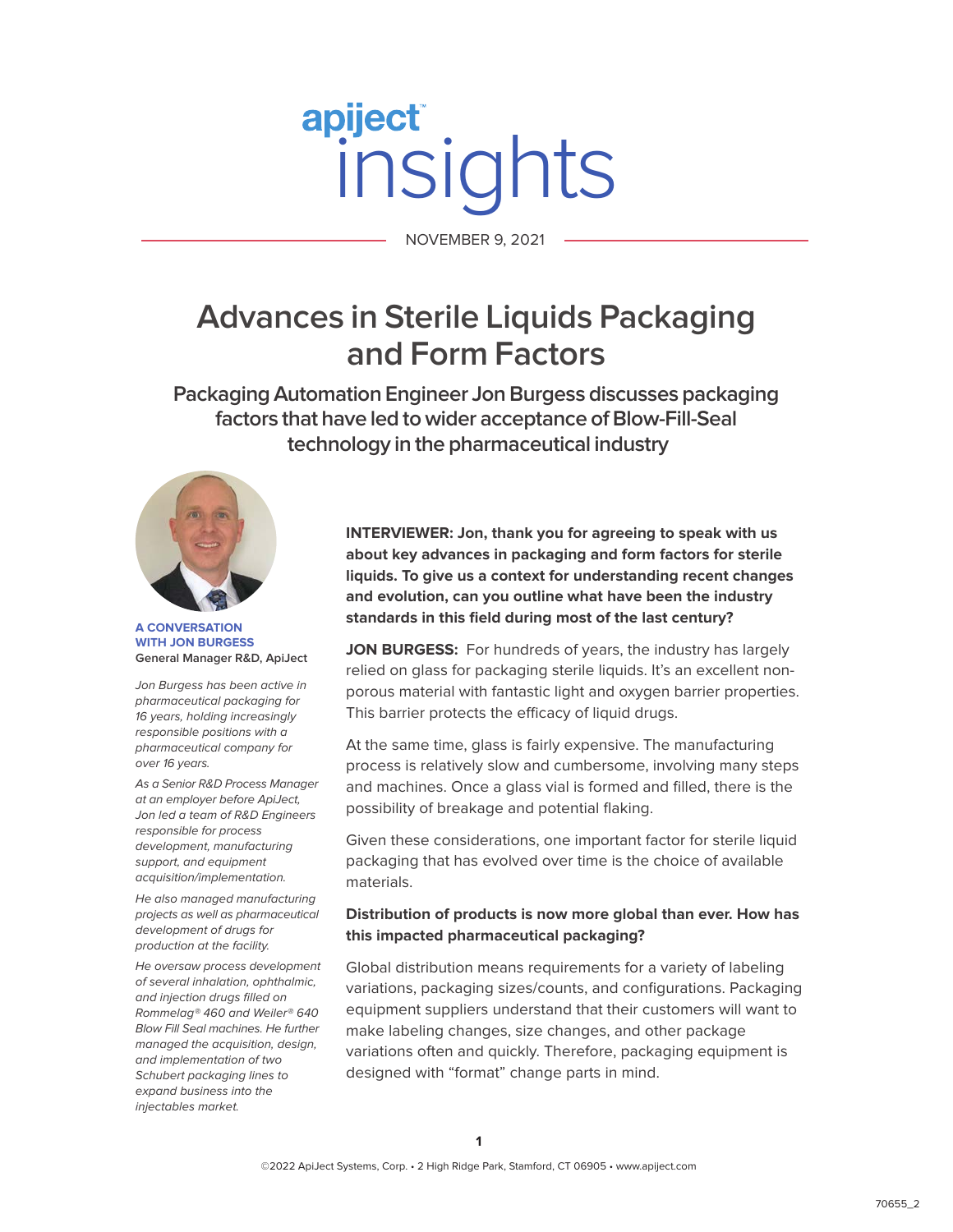apiject™ insights

NOVEMBER 9, 2021

# Advances in Sterile Liquids Packaging and Form Factors

## Packaging Automation Engineer Jon Burgess discusses packaging factors that have led to wider acceptance of Blow-Fill-Seal technology in the pharmaceutical industry

**A CONVERSATION WITH JON BURGESS**
**General Manager R&D, ApiJect**

*Jon Burgess has been active in pharmaceutical packaging for 16 years, holding increasingly responsible positions with a pharmaceutical company for over 16 years.*

*As a Senior R&D Process Manager at an employer before ApiJect, Jon led a team of R&D Engineers responsible for process development, manufacturing support, and equipment acquisition/implementation.*

*He also managed manufacturing projects as well as pharmaceutical development of drugs for production at the facility.*

*He oversaw process development of several inhalation, ophthalmic, and injection drugs filled on Rommelag® 460 and Weiler® 640 Blow Fill Seal machines. He further managed the acquisition, design, and implementation of two Schubert packaging lines to expand business into the injectables market.*

**INTERVIEWER: Jon, thank you for agreeing to speak with us about key advances in packaging and form factors for sterile liquids. To give us a context for understanding recent changes and evolution, can you outline what have been the industry standards in this field during most of the last century?**

**JON BURGESS:** For hundreds of years, the industry has largely relied on glass for packaging sterile liquids. It's an excellent non-porous material with fantastic light and oxygen barrier properties. This barrier protects the efficacy of liquid drugs.

At the same time, glass is fairly expensive. The manufacturing process is relatively slow and cumbersome, involving many steps and machines. Once a glass vial is formed and filled, there is the possibility of breakage and potential flaking.

Given these considerations, one important factor for sterile liquid packaging that has evolved over time is the choice of available materials.

**Distribution of products is now more global than ever. How has this impacted pharmaceutical packaging?**

Global distribution means requirements for a variety of labeling variations, packaging sizes/counts, and configurations. Packaging equipment suppliers understand that their customers will want to make labeling changes, size changes, and other package variations often and quickly. Therefore, packaging equipment is designed with "format" change parts in mind.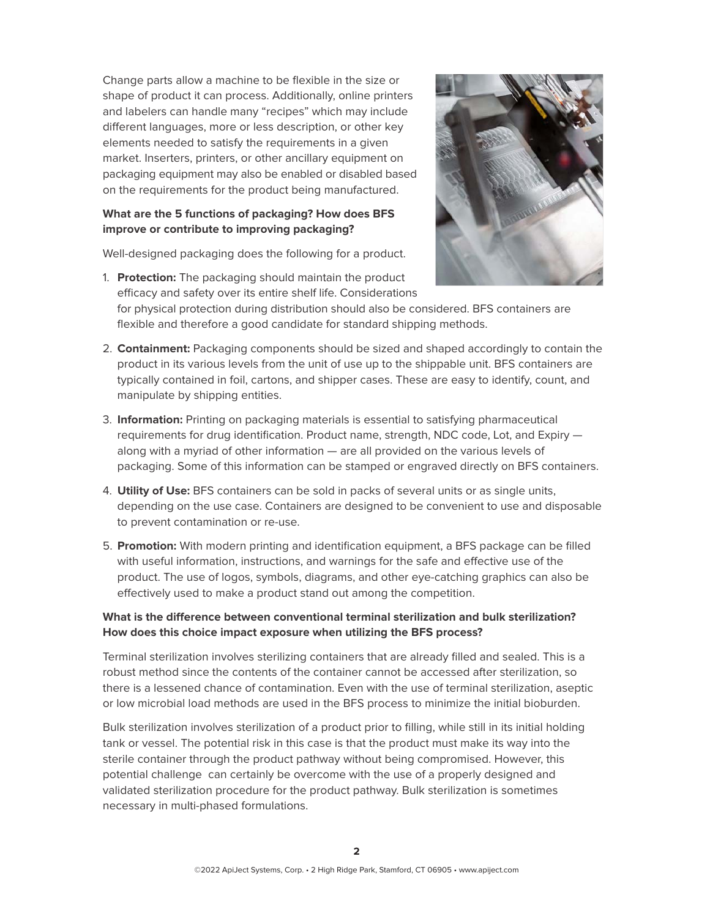Change parts allow a machine to be flexible in the size or shape of product it can process. Additionally, online printers and labelers can handle many "recipes" which may include different languages, more or less description, or other key elements needed to satisfy the requirements in a given market. Inserters, printers, or other ancillary equipment on packaging equipment may also be enabled or disabled based on the requirements for the product being manufactured.

**What are the 5 functions of packaging? How does BFS improve or contribute to improving packaging?**

Well-designed packaging does the following for a product.

1. **Protection:** The packaging should maintain the product efficacy and safety over its entire shelf life. Considerations for physical protection during distribution should also be considered. BFS containers are flexible and therefore a good candidate for standard shipping methods.
2. **Containment:** Packaging components should be sized and shaped accordingly to contain the product in its various levels from the unit of use up to the shippable unit. BFS containers are typically contained in foil, cartons, and shipper cases. These are easy to identify, count, and manipulate by shipping entities.
3. **Information:** Printing on packaging materials is essential to satisfying pharmaceutical requirements for drug identification. Product name, strength, NDC code, Lot, and Expiry — along with a myriad of other information — are all provided on the various levels of packaging. Some of this information can be stamped or engraved directly on BFS containers.
4. **Utility of Use:** BFS containers can be sold in packs of several units or as single units, depending on the use case. Containers are designed to be convenient to use and disposable to prevent contamination or re-use.
5. **Promotion:** With modern printing and identification equipment, a BFS package can be filled with useful information, instructions, and warnings for the safe and effective use of the product. The use of logos, symbols, diagrams, and other eye-catching graphics can also be effectively used to make a product stand out among the competition.

**What is the difference between conventional terminal sterilization and bulk sterilization? How does this choice impact exposure when utilizing the BFS process?**

Terminal sterilization involves sterilizing containers that are already filled and sealed. This is a robust method since the contents of the container cannot be accessed after sterilization, so there is a lessened chance of contamination. Even with the use of terminal sterilization, aseptic or low microbial load methods are used in the BFS process to minimize the initial bioburden.

Bulk sterilization involves sterilization of a product prior to filling, while still in its initial holding tank or vessel. The potential risk in this case is that the product must make its way into the sterile container through the product pathway without being compromised. However, this potential challenge can certainly be overcome with the use of a properly designed and validated sterilization procedure for the product pathway. Bulk sterilization is sometimes necessary in multi-phased formulations.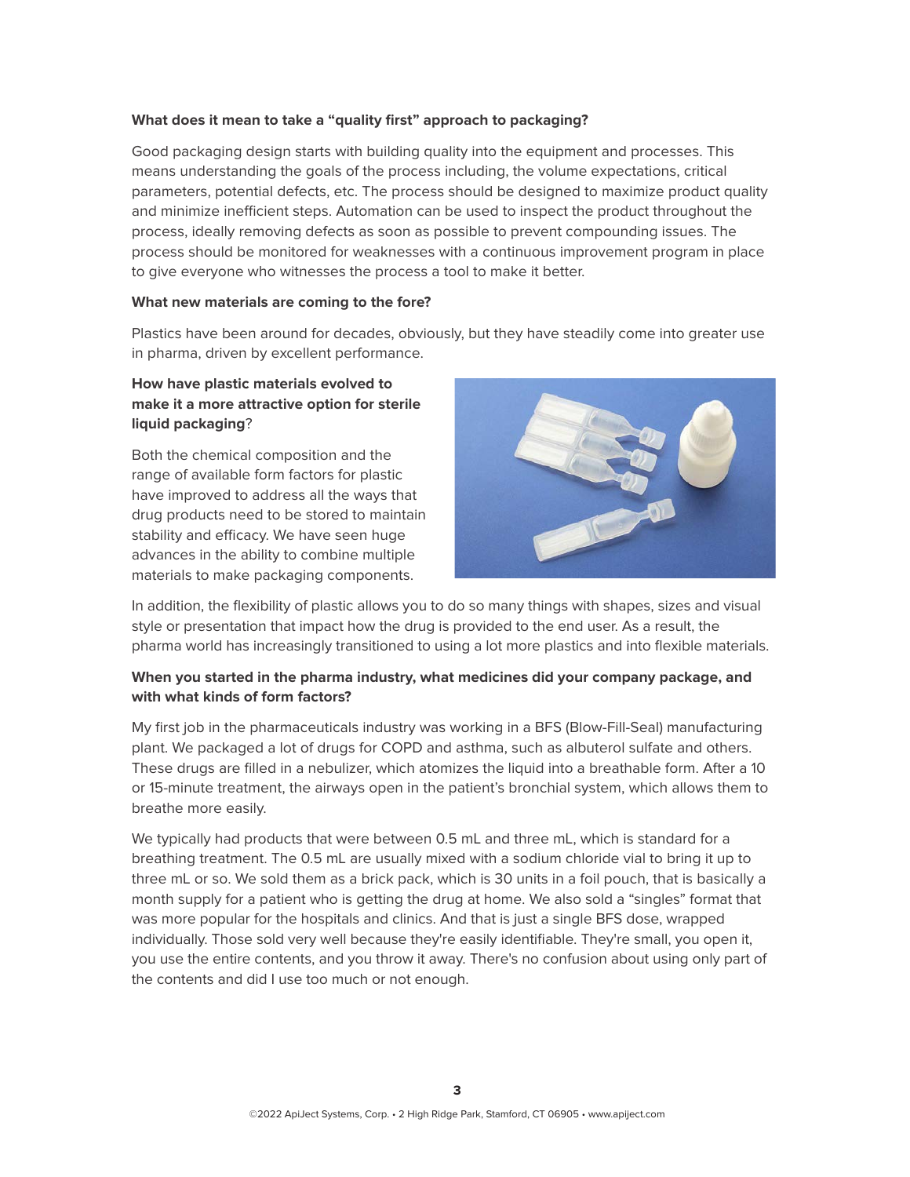**What does it mean to take a "quality first" approach to packaging?**

Good packaging design starts with building quality into the equipment and processes. This means understanding the goals of the process including, the volume expectations, critical parameters, potential defects, etc. The process should be designed to maximize product quality and minimize inefficient steps. Automation can be used to inspect the product throughout the process, ideally removing defects as soon as possible to prevent compounding issues. The process should be monitored for weaknesses with a continuous improvement program in place to give everyone who witnesses the process a tool to make it better.

**What new materials are coming to the fore?**

Plastics have been around for decades, obviously, but they have steadily come into greater use in pharma, driven by excellent performance.

**How have plastic materials evolved to make it a more attractive option for sterile liquid packaging**?

Both the chemical composition and the range of available form factors for plastic have improved to address all the ways that drug products need to be stored to maintain stability and efficacy. We have seen huge advances in the ability to combine multiple materials to make packaging components.

In addition, the flexibility of plastic allows you to do so many things with shapes, sizes and visual style or presentation that impact how the drug is provided to the end user. As a result, the pharma world has increasingly transitioned to using a lot more plastics and into flexible materials.

**When you started in the pharma industry, what medicines did your company package, and with what kinds of form factors?**

My first job in the pharmaceuticals industry was working in a BFS (Blow-Fill-Seal) manufacturing plant. We packaged a lot of drugs for COPD and asthma, such as albuterol sulfate and others. These drugs are filled in a nebulizer, which atomizes the liquid into a breathable form. After a 10 or 15-minute treatment, the airways open in the patient's bronchial system, which allows them to breathe more easily.

We typically had products that were between 0.5 mL and three mL, which is standard for a breathing treatment. The 0.5 mL are usually mixed with a sodium chloride vial to bring it up to three mL or so. We sold them as a brick pack, which is 30 units in a foil pouch, that is basically a month supply for a patient who is getting the drug at home. We also sold a "singles" format that was more popular for the hospitals and clinics. And that is just a single BFS dose, wrapped individually. Those sold very well because they're easily identifiable. They're small, you open it, you use the entire contents, and you throw it away. There's no confusion about using only part of the contents and did I use too much or not enough.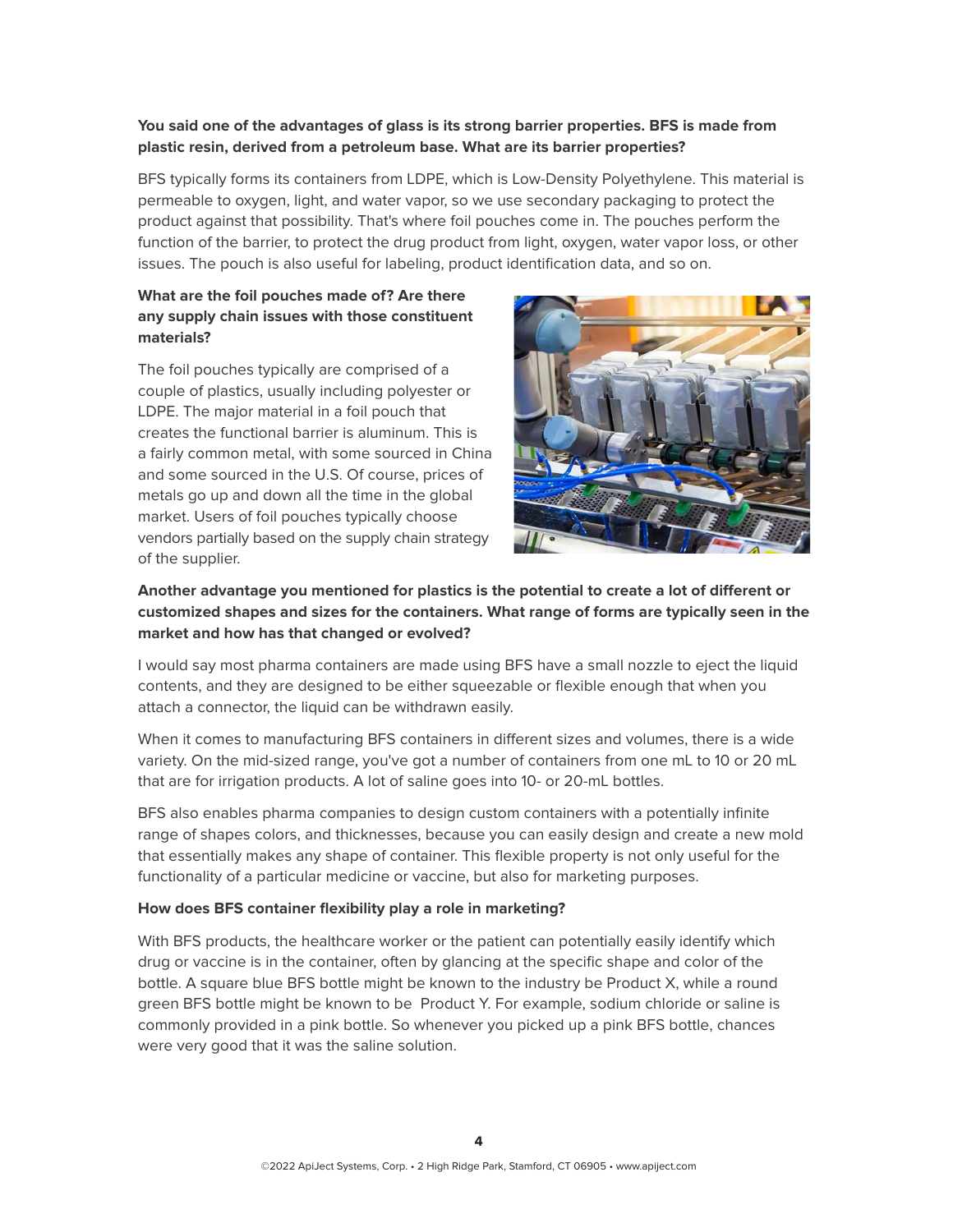**You said one of the advantages of glass is its strong barrier properties. BFS is made from plastic resin, derived from a petroleum base. What are its barrier properties?**

BFS typically forms its containers from LDPE, which is Low-Density Polyethylene. This material is permeable to oxygen, light, and water vapor, so we use secondary packaging to protect the product against that possibility. That's where foil pouches come in. The pouches perform the function of the barrier, to protect the drug product from light, oxygen, water vapor loss, or other issues. The pouch is also useful for labeling, product identification data, and so on.

**What are the foil pouches made of? Are there any supply chain issues with those constituent materials?**

The foil pouches typically are comprised of a couple of plastics, usually including polyester or LDPE. The major material in a foil pouch that creates the functional barrier is aluminum. This is a fairly common metal, with some sourced in China and some sourced in the U.S. Of course, prices of metals go up and down all the time in the global market. Users of foil pouches typically choose vendors partially based on the supply chain strategy of the supplier.

**Another advantage you mentioned for plastics is the potential to create a lot of different or customized shapes and sizes for the containers. What range of forms are typically seen in the market and how has that changed or evolved?**

I would say most pharma containers are made using BFS have a small nozzle to eject the liquid contents, and they are designed to be either squeezable or flexible enough that when you attach a connector, the liquid can be withdrawn easily.

When it comes to manufacturing BFS containers in different sizes and volumes, there is a wide variety. On the mid-sized range, you've got a number of containers from one mL to 10 or 20 mL that are for irrigation products. A lot of saline goes into 10- or 20-mL bottles.

BFS also enables pharma companies to design custom containers with a potentially infinite range of shapes colors, and thicknesses, because you can easily design and create a new mold that essentially makes any shape of container. This flexible property is not only useful for the functionality of a particular medicine or vaccine, but also for marketing purposes.

**How does BFS container flexibility play a role in marketing?**

With BFS products, the healthcare worker or the patient can potentially easily identify which drug or vaccine is in the container, often by glancing at the specific shape and color of the bottle. A square blue BFS bottle might be known to the industry be Product X, while a round green BFS bottle might be known to be Product Y. For example, sodium chloride or saline is commonly provided in a pink bottle. So whenever you picked up a pink BFS bottle, chances were very good that it was the saline solution.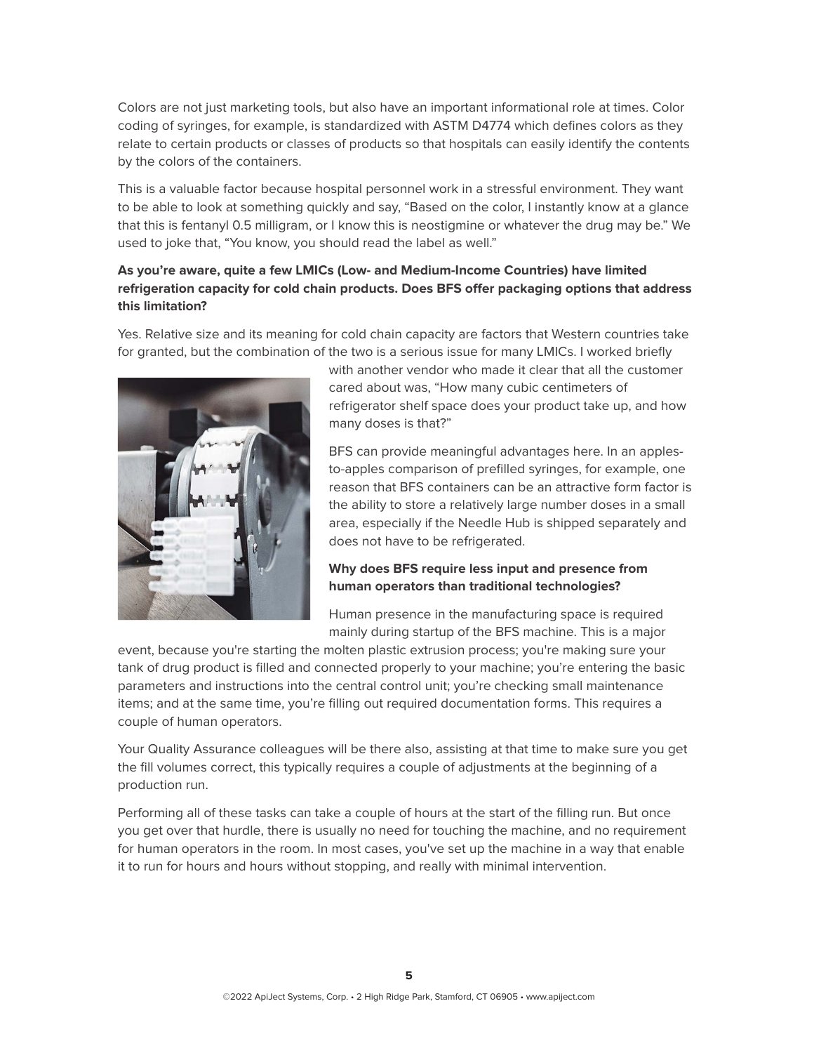Colors are not just marketing tools, but also have an important informational role at times. Color coding of syringes, for example, is standardized with ASTM D4774 which defines colors as they relate to certain products or classes of products so that hospitals can easily identify the contents by the colors of the containers.

This is a valuable factor because hospital personnel work in a stressful environment. They want to be able to look at something quickly and say, "Based on the color, I instantly know at a glance that this is fentanyl 0.5 milligram, or I know this is neostigmine or whatever the drug may be." We used to joke that, "You know, you should read the label as well."

**As you're aware, quite a few LMICs (Low- and Medium-Income Countries) have limited refrigeration capacity for cold chain products. Does BFS offer packaging options that address this limitation?**

Yes. Relative size and its meaning for cold chain capacity are factors that Western countries take for granted, but the combination of the two is a serious issue for many LMICs. I worked briefly with another vendor who made it clear that all the customer cared about was, "How many cubic centimeters of refrigerator shelf space does your product take up, and how many doses is that?"

BFS can provide meaningful advantages here. In an apples-to-apples comparison of prefilled syringes, for example, one reason that BFS containers can be an attractive form factor is the ability to store a relatively large number doses in a small area, especially if the Needle Hub is shipped separately and does not have to be refrigerated.

**Why does BFS require less input and presence from human operators than traditional technologies?**

Human presence in the manufacturing space is required mainly during startup of the BFS machine. This is a major event, because you're starting the molten plastic extrusion process; you're making sure your tank of drug product is filled and connected properly to your machine; you're entering the basic parameters and instructions into the central control unit; you're checking small maintenance items; and at the same time, you're filling out required documentation forms. This requires a couple of human operators.

Your Quality Assurance colleagues will be there also, assisting at that time to make sure you get the fill volumes correct, this typically requires a couple of adjustments at the beginning of a production run.

Performing all of these tasks can take a couple of hours at the start of the filling run. But once you get over that hurdle, there is usually no need for touching the machine, and no requirement for human operators in the room. In most cases, you've set up the machine in a way that enable it to run for hours and hours without stopping, and really with minimal intervention.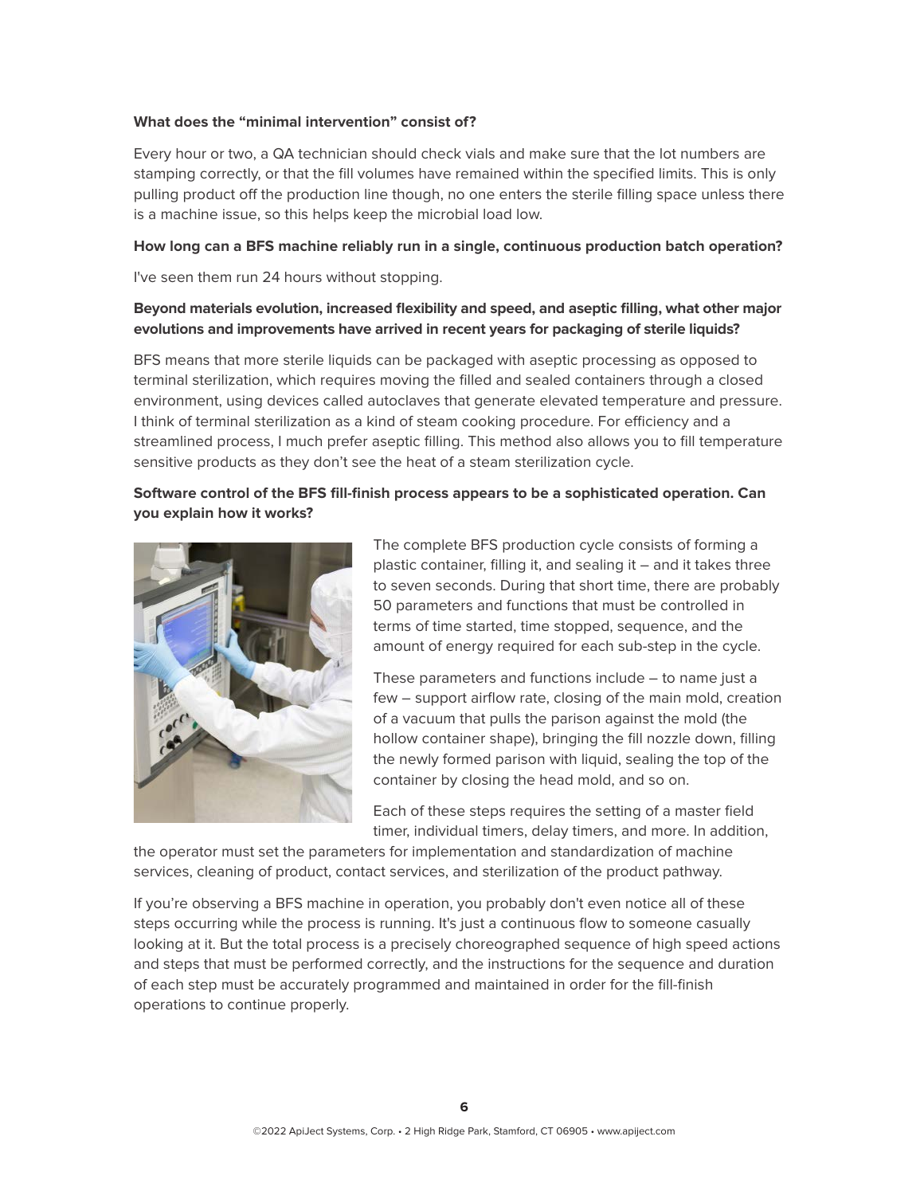**What does the “minimal intervention” consist of?**

Every hour or two, a QA technician should check vials and make sure that the lot numbers are stamping correctly, or that the fill volumes have remained within the specified limits. This is only pulling product off the production line though, no one enters the sterile filling space unless there is a machine issue, so this helps keep the microbial load low.

**How long can a BFS machine reliably run in a single, continuous production batch operation?**

I've seen them run 24 hours without stopping.

**Beyond materials evolution, increased flexibility and speed, and aseptic filling, what other major evolutions and improvements have arrived in recent years for packaging of sterile liquids?**

BFS means that more sterile liquids can be packaged with aseptic processing as opposed to terminal sterilization, which requires moving the filled and sealed containers through a closed environment, using devices called autoclaves that generate elevated temperature and pressure. I think of terminal sterilization as a kind of steam cooking procedure. For efficiency and a streamlined process, I much prefer aseptic filling. This method also allows you to fill temperature sensitive products as they don’t see the heat of a steam sterilization cycle.

**Software control of the BFS fill-finish process appears to be a sophisticated operation. Can you explain how it works?**

The complete BFS production cycle consists of forming a plastic container, filling it, and sealing it – and it takes three to seven seconds. During that short time, there are probably 50 parameters and functions that must be controlled in terms of time started, time stopped, sequence, and the amount of energy required for each sub-step in the cycle.

These parameters and functions include – to name just a few – support airflow rate, closing of the main mold, creation of a vacuum that pulls the parison against the mold (the hollow container shape), bringing the fill nozzle down, filling the newly formed parison with liquid, sealing the top of the container by closing the head mold, and so on.

Each of these steps requires the setting of a master field timer, individual timers, delay timers, and more. In addition, the operator must set the parameters for implementation and standardization of machine services, cleaning of product, contact services, and sterilization of the product pathway.

If you’re observing a BFS machine in operation, you probably don't even notice all of these steps occurring while the process is running. It's just a continuous flow to someone casually looking at it. But the total process is a precisely choreographed sequence of high speed actions and steps that must be performed correctly, and the instructions for the sequence and duration of each step must be accurately programmed and maintained in order for the fill-finish operations to continue properly.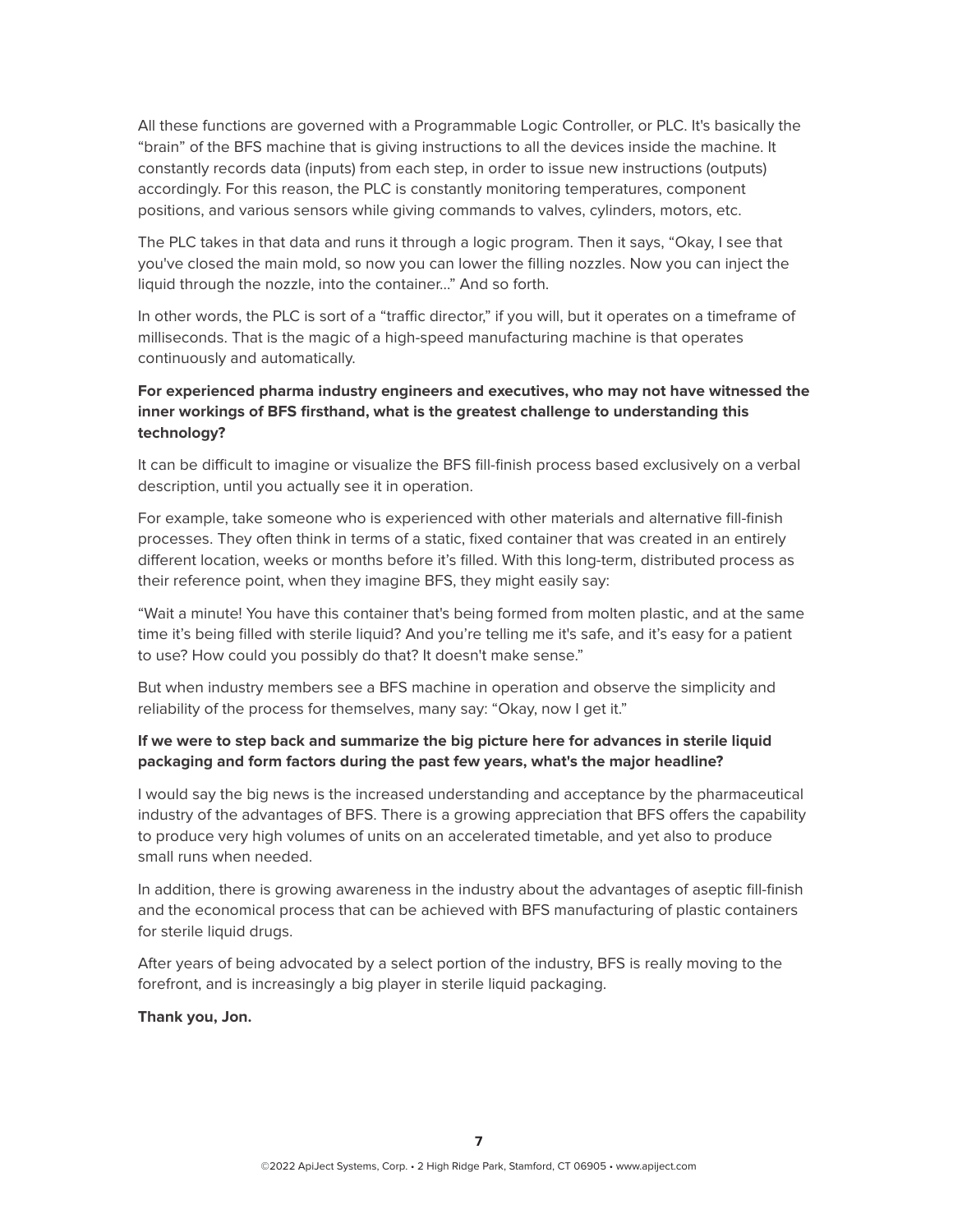All these functions are governed with a Programmable Logic Controller, or PLC. It's basically the "brain" of the BFS machine that is giving instructions to all the devices inside the machine. It constantly records data (inputs) from each step, in order to issue new instructions (outputs) accordingly. For this reason, the PLC is constantly monitoring temperatures, component positions, and various sensors while giving commands to valves, cylinders, motors, etc.

The PLC takes in that data and runs it through a logic program. Then it says, "Okay, I see that you've closed the main mold, so now you can lower the filling nozzles. Now you can inject the liquid through the nozzle, into the container..." And so forth.

In other words, the PLC is sort of a "traffic director," if you will, but it operates on a timeframe of milliseconds. That is the magic of a high-speed manufacturing machine is that operates continuously and automatically.

**For experienced pharma industry engineers and executives, who may not have witnessed the inner workings of BFS firsthand, what is the greatest challenge to understanding this technology?**

It can be difficult to imagine or visualize the BFS fill-finish process based exclusively on a verbal description, until you actually see it in operation.

For example, take someone who is experienced with other materials and alternative fill-finish processes. They often think in terms of a static, fixed container that was created in an entirely different location, weeks or months before it's filled. With this long-term, distributed process as their reference point, when they imagine BFS, they might easily say:

"Wait a minute! You have this container that's being formed from molten plastic, and at the same time it's being filled with sterile liquid? And you're telling me it's safe, and it's easy for a patient to use? How could you possibly do that? It doesn't make sense."

But when industry members see a BFS machine in operation and observe the simplicity and reliability of the process for themselves, many say: "Okay, now I get it."

**If we were to step back and summarize the big picture here for advances in sterile liquid packaging and form factors during the past few years, what's the major headline?**

I would say the big news is the increased understanding and acceptance by the pharmaceutical industry of the advantages of BFS. There is a growing appreciation that BFS offers the capability to produce very high volumes of units on an accelerated timetable, and yet also to produce small runs when needed.

In addition, there is growing awareness in the industry about the advantages of aseptic fill-finish and the economical process that can be achieved with BFS manufacturing of plastic containers for sterile liquid drugs.

After years of being advocated by a select portion of the industry, BFS is really moving to the forefront, and is increasingly a big player in sterile liquid packaging.

**Thank you, Jon.**